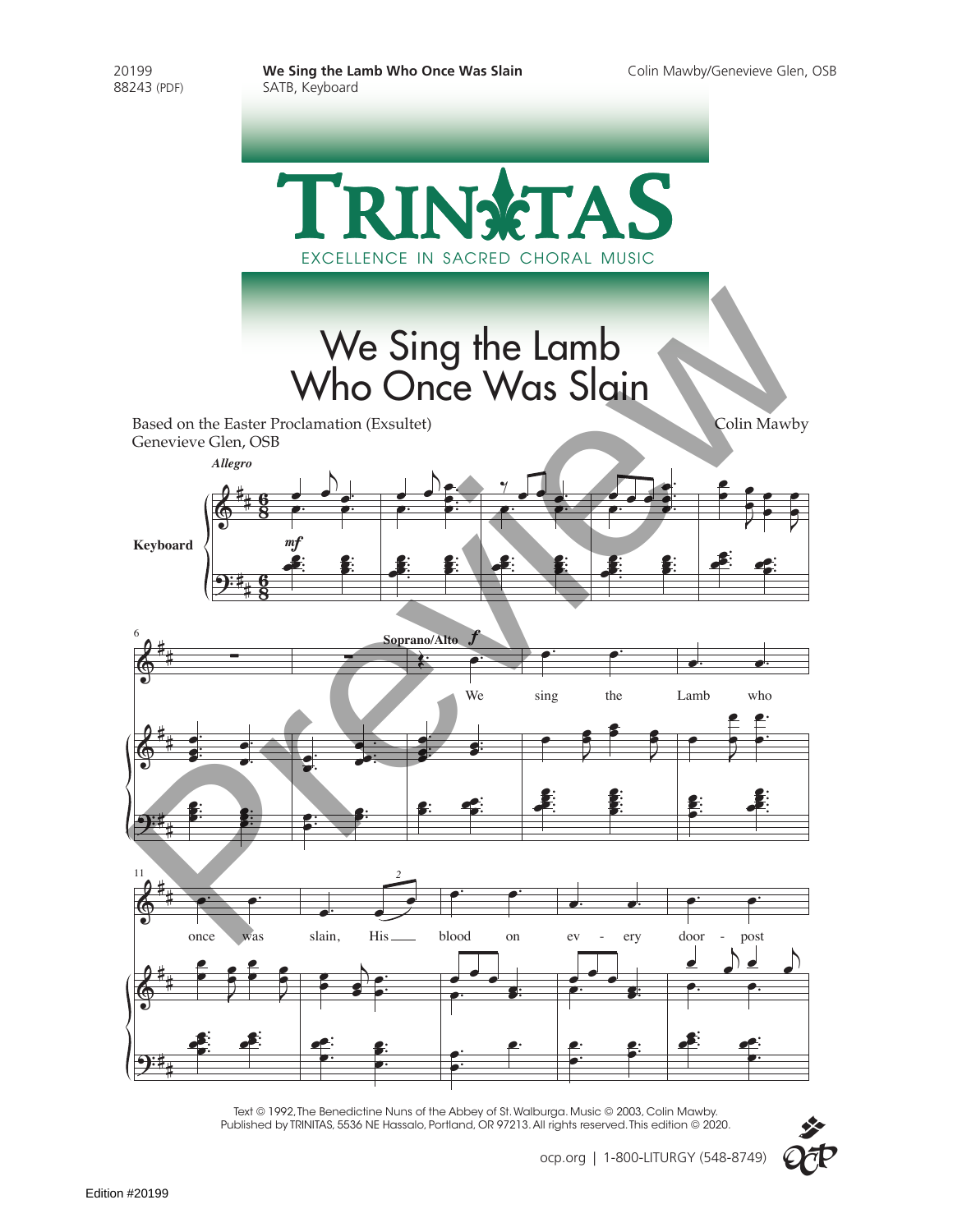20199
88243 (PDF)

**We Sing the Lamb Who Once Was Slain**
SATB, Keyboard

Colin Mawby/Genevieve Glen, OSB

TRINITAS
EXCELLENCE IN SACRED CHORAL MUSIC

# We Sing the Lamb Who Once Was Slain

Based on the Easter Proclamation (Exsultet)
Genevieve Glen, OSB

Colin Mawby

*Allegro*

Keyboard

*mf*

Soprano/Alto *f*

We sing the Lamb who once was slain, His blood on ev - ery door - post

Text © 1992, The Benedictine Nuns of the Abbey of St. Walburga. Music © 2003, Colin Mawby.
Published by TRINITAS, 5536 NE Hassalo, Portland, OR 97213. All rights reserved. This edition © 2020.

ocp.org | 1-800-LITURGY (548-8749)

Edition #20199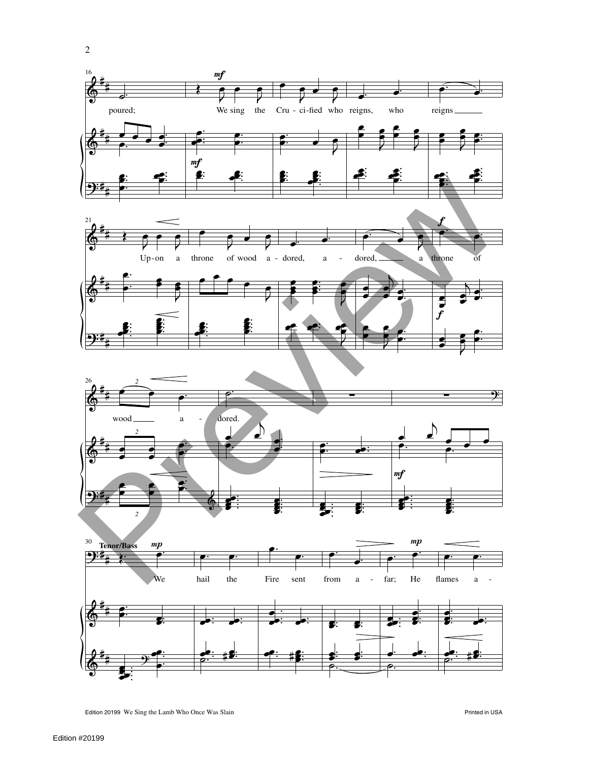16

poured; We sing the Cru - ci - fied who reigns, who reigns

21

Up - on a throne of wood a - dored, a - dored, a throne of

26

wood a - dored.

30 **Tenor/Bass**

We hail the Fire sent from a - far; He flames a -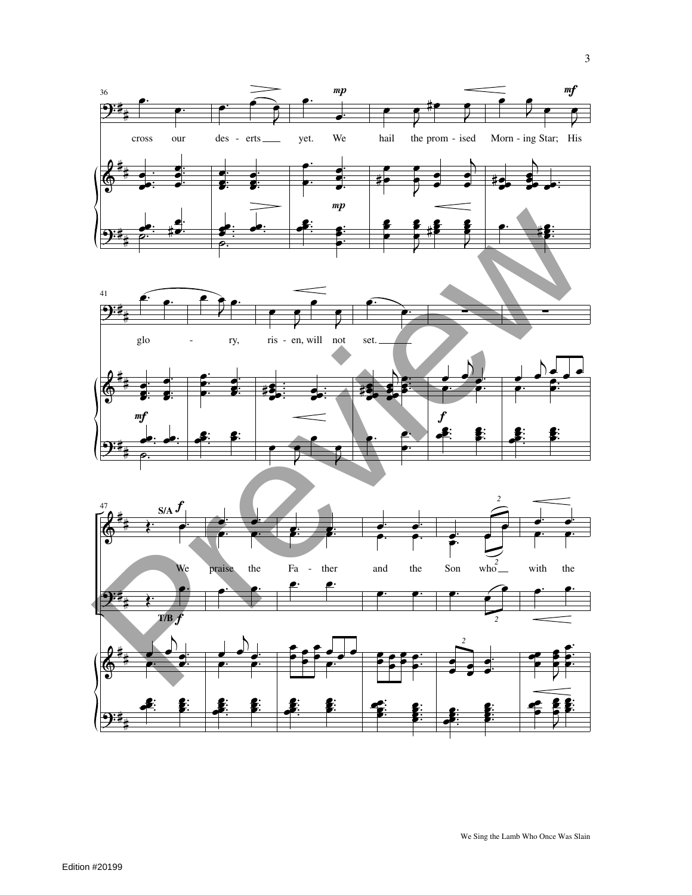cross our des - erts yet. We hail the prom - ised Morn - ing Star; His

glo - ry, ris - en, will not set.

S/A

We praise the Fa - ther and the Son who with the

T/B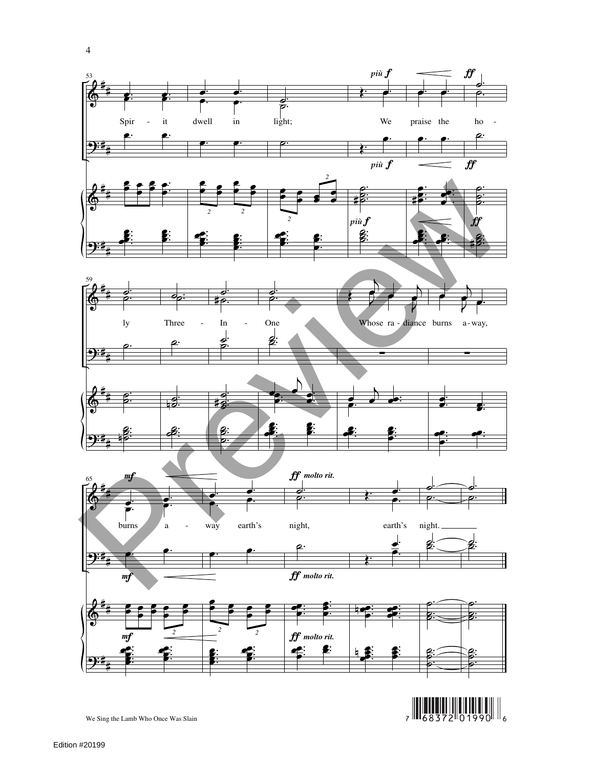Spir - it dwell in light; We praise the ho - ly Three - In - One Whose ra - diance burns a - way, burns a - way earth's night, earth's night.

We Sing the Lamb Who Once Was Slain

Edition #20199